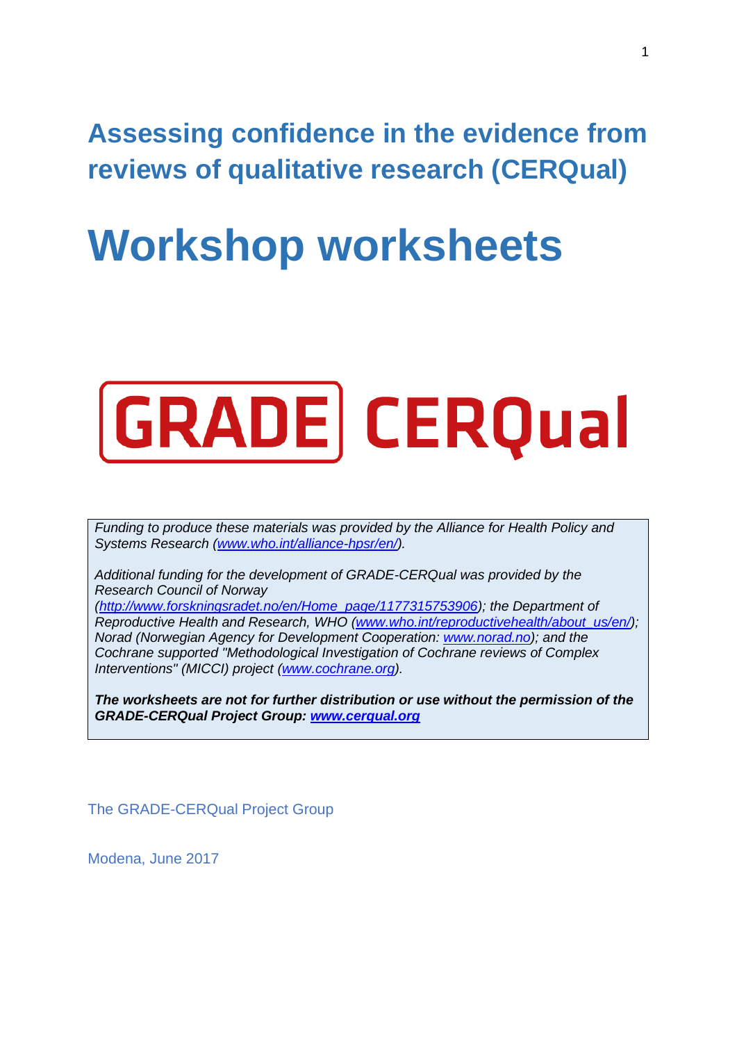## Assessing confidence in the evidence from reviews of qualitative research (CERQual)

# Workshop worksheets

GRADE CERQual

*Funding to produce these materials was provided by the Alliance for Health Policy and Systems Research (www.who.int/alliance-hpsr/en/).*

*Additional funding for the development of GRADE-CERQual was provided by the Research Council of Norway (http://www.forskningsradet.no/en/Home_page/1177315753906); the Department of Reproductive Health and Research, WHO (www.who.int/reproductivehealth/about_us/en/); Norad (Norwegian Agency for Development Cooperation: www.norad.no); and the Cochrane supported "Methodological Investigation of Cochrane reviews of Complex Interventions" (MICCI) project (www.cochrane.org).*

***The worksheets are not for further distribution or use without the permission of the GRADE-CERQual Project Group: www.cerqual.org***

The GRADE-CERQual Project Group

Modena, June 2017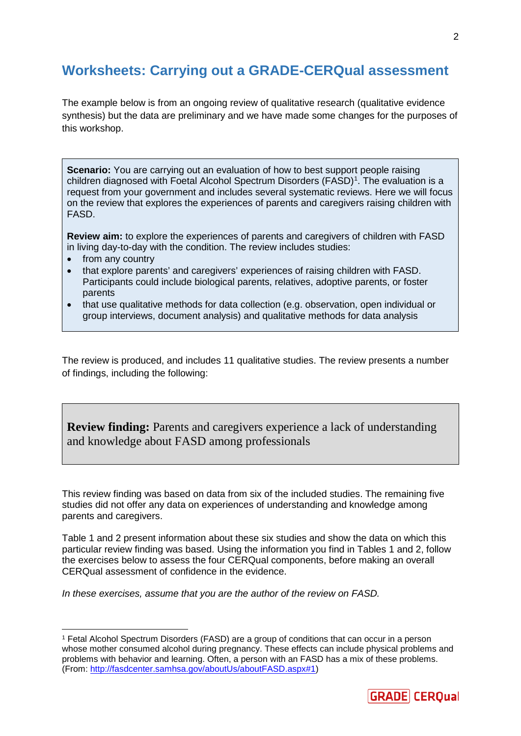# Worksheets: Carrying out a GRADE-CERQual assessment

The example below is from an ongoing review of qualitative research (qualitative evidence synthesis) but the data are preliminary and we have made some changes for the purposes of this workshop.

**Scenario:** You are carrying out an evaluation of how to best support people raising children diagnosed with Foetal Alcohol Spectrum Disorders (FASD)[1]. The evaluation is a request from your government and includes several systematic reviews. Here we will focus on the review that explores the experiences of parents and caregivers raising children with FASD.

**Review aim:** to explore the experiences of parents and caregivers of children with FASD in living day-to-day with the condition. The review includes studies:

- from any country
- that explore parents' and caregivers' experiences of raising children with FASD. Participants could include biological parents, relatives, adoptive parents, or foster parents
- that use qualitative methods for data collection (e.g. observation, open individual or group interviews, document analysis) and qualitative methods for data analysis

The review is produced, and includes 11 qualitative studies. The review presents a number of findings, including the following:

**Review finding:** Parents and caregivers experience a lack of understanding and knowledge about FASD among professionals

This review finding was based on data from six of the included studies. The remaining five studies did not offer any data on experiences of understanding and knowledge among parents and caregivers.

Table 1 and 2 present information about these six studies and show the data on which this particular review finding was based. Using the information you find in Tables 1 and 2, follow the exercises below to assess the four CERQual components, before making an overall CERQual assessment of confidence in the evidence.

*In these exercises, assume that you are the author of the review on FASD.*

[1] Fetal Alcohol Spectrum Disorders (FASD) are a group of conditions that can occur in a person whose mother consumed alcohol during pregnancy. These effects can include physical problems and problems with behavior and learning. Often, a person with an FASD has a mix of these problems. (From: http://fasdcenter.samhsa.gov/aboutUs/aboutFASD.aspx#1)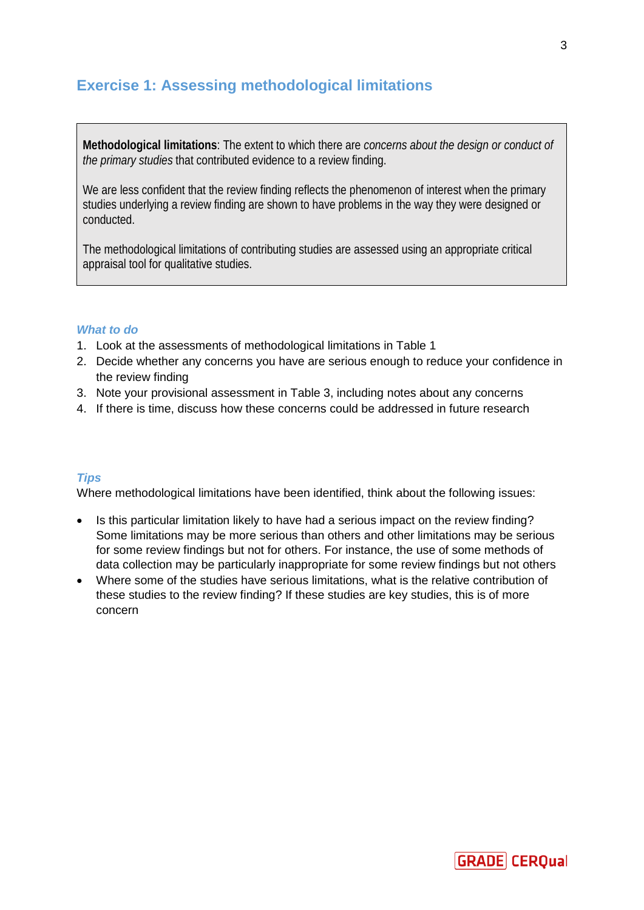## Exercise 1: Assessing methodological limitations

**Methodological limitations**: The extent to which there are *concerns about the design or conduct of the primary studies* that contributed evidence to a review finding.

We are less confident that the review finding reflects the phenomenon of interest when the primary studies underlying a review finding are shown to have problems in the way they were designed or conducted.

The methodological limitations of contributing studies are assessed using an appropriate critical appraisal tool for qualitative studies.

***What to do***

1. Look at the assessments of methodological limitations in Table 1
2. Decide whether any concerns you have are serious enough to reduce your confidence in the review finding
3. Note your provisional assessment in Table 3, including notes about any concerns
4. If there is time, discuss how these concerns could be addressed in future research

***Tips***

Where methodological limitations have been identified, think about the following issues:

- Is this particular limitation likely to have had a serious impact on the review finding? Some limitations may be more serious than others and other limitations may be serious for some review findings but not for others. For instance, the use of some methods of data collection may be particularly inappropriate for some review findings but not others
- Where some of the studies have serious limitations, what is the relative contribution of these studies to the review finding? If these studies are key studies, this is of more concern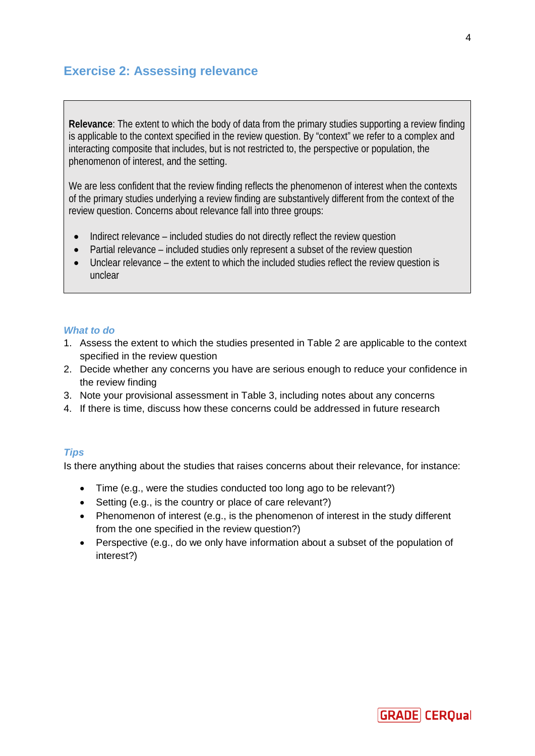## Exercise 2: Assessing relevance

> **Relevance**: The extent to which the body of data from the primary studies supporting a review finding is applicable to the context specified in the review question. By "context" we refer to a complex and interacting composite that includes, but is not restricted to, the perspective or population, the phenomenon of interest, and the setting.
>
> We are less confident that the review finding reflects the phenomenon of interest when the contexts of the primary studies underlying a review finding are substantively different from the context of the review question. Concerns about relevance fall into three groups:
>
> - Indirect relevance – included studies do not directly reflect the review question
> - Partial relevance – included studies only represent a subset of the review question
> - Unclear relevance – the extent to which the included studies reflect the review question is unclear

### *What to do*

1. Assess the extent to which the studies presented in Table 2 are applicable to the context specified in the review question
2. Decide whether any concerns you have are serious enough to reduce your confidence in the review finding
3. Note your provisional assessment in Table 3, including notes about any concerns
4. If there is time, discuss how these concerns could be addressed in future research

### *Tips*

Is there anything about the studies that raises concerns about their relevance, for instance:

- Time (e.g., were the studies conducted too long ago to be relevant?)
- Setting (e.g., is the country or place of care relevant?)
- Phenomenon of interest (e.g., is the phenomenon of interest in the study different from the one specified in the review question?)
- Perspective (e.g., do we only have information about a subset of the population of interest?)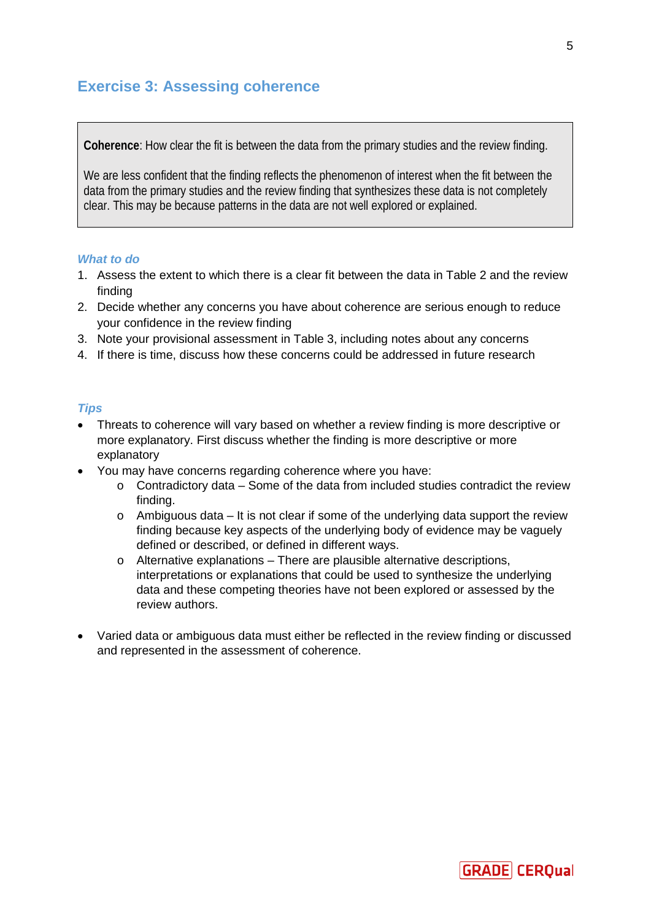## Exercise 3: Assessing coherence

> **Coherence**: How clear the fit is between the data from the primary studies and the review finding.
>
> We are less confident that the finding reflects the phenomenon of interest when the fit between the data from the primary studies and the review finding that synthesizes these data is not completely clear. This may be because patterns in the data are not well explored or explained.

### *What to do*

1. Assess the extent to which there is a clear fit between the data in Table 2 and the review finding
2. Decide whether any concerns you have about coherence are serious enough to reduce your confidence in the review finding
3. Note your provisional assessment in Table 3, including notes about any concerns
4. If there is time, discuss how these concerns could be addressed in future research

### *Tips*

- Threats to coherence will vary based on whether a review finding is more descriptive or more explanatory. First discuss whether the finding is more descriptive or more explanatory
- You may have concerns regarding coherence where you have:
  - Contradictory data – Some of the data from included studies contradict the review finding.
  - Ambiguous data – It is not clear if some of the underlying data support the review finding because key aspects of the underlying body of evidence may be vaguely defined or described, or defined in different ways.
  - Alternative explanations – There are plausible alternative descriptions, interpretations or explanations that could be used to synthesize the underlying data and these competing theories have not been explored or assessed by the review authors.

- Varied data or ambiguous data must either be reflected in the review finding or discussed and represented in the assessment of coherence.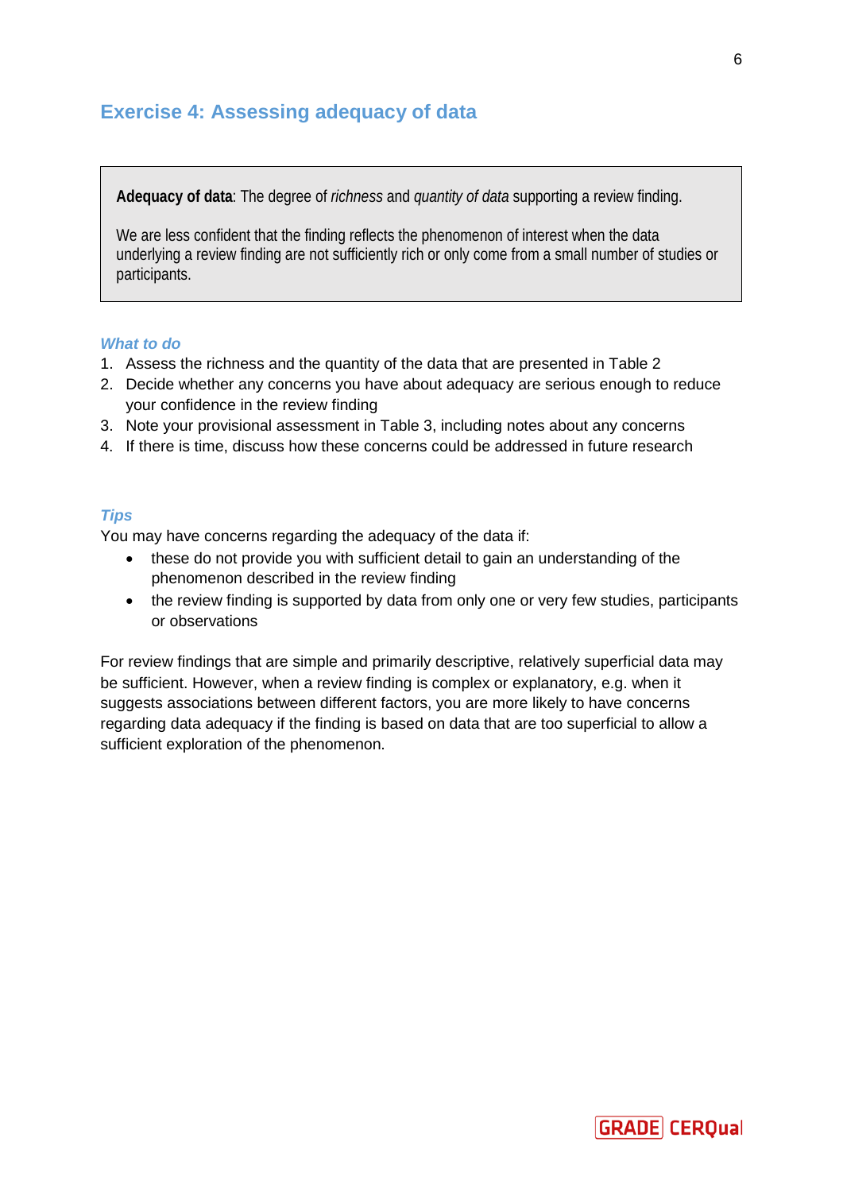## Exercise 4: Assessing adequacy of data

**Adequacy of data**: The degree of *richness* and *quantity of data* supporting a review finding.

We are less confident that the finding reflects the phenomenon of interest when the data underlying a review finding are not sufficiently rich or only come from a small number of studies or participants.

### *What to do*

1. Assess the richness and the quantity of the data that are presented in Table 2
2. Decide whether any concerns you have about adequacy are serious enough to reduce your confidence in the review finding
3. Note your provisional assessment in Table 3, including notes about any concerns
4. If there is time, discuss how these concerns could be addressed in future research

### *Tips*

You may have concerns regarding the adequacy of the data if:

- these do not provide you with sufficient detail to gain an understanding of the phenomenon described in the review finding
- the review finding is supported by data from only one or very few studies, participants or observations

For review findings that are simple and primarily descriptive, relatively superficial data may be sufficient. However, when a review finding is complex or explanatory, e.g. when it suggests associations between different factors, you are more likely to have concerns regarding data adequacy if the finding is based on data that are too superficial to allow a sufficient exploration of the phenomenon.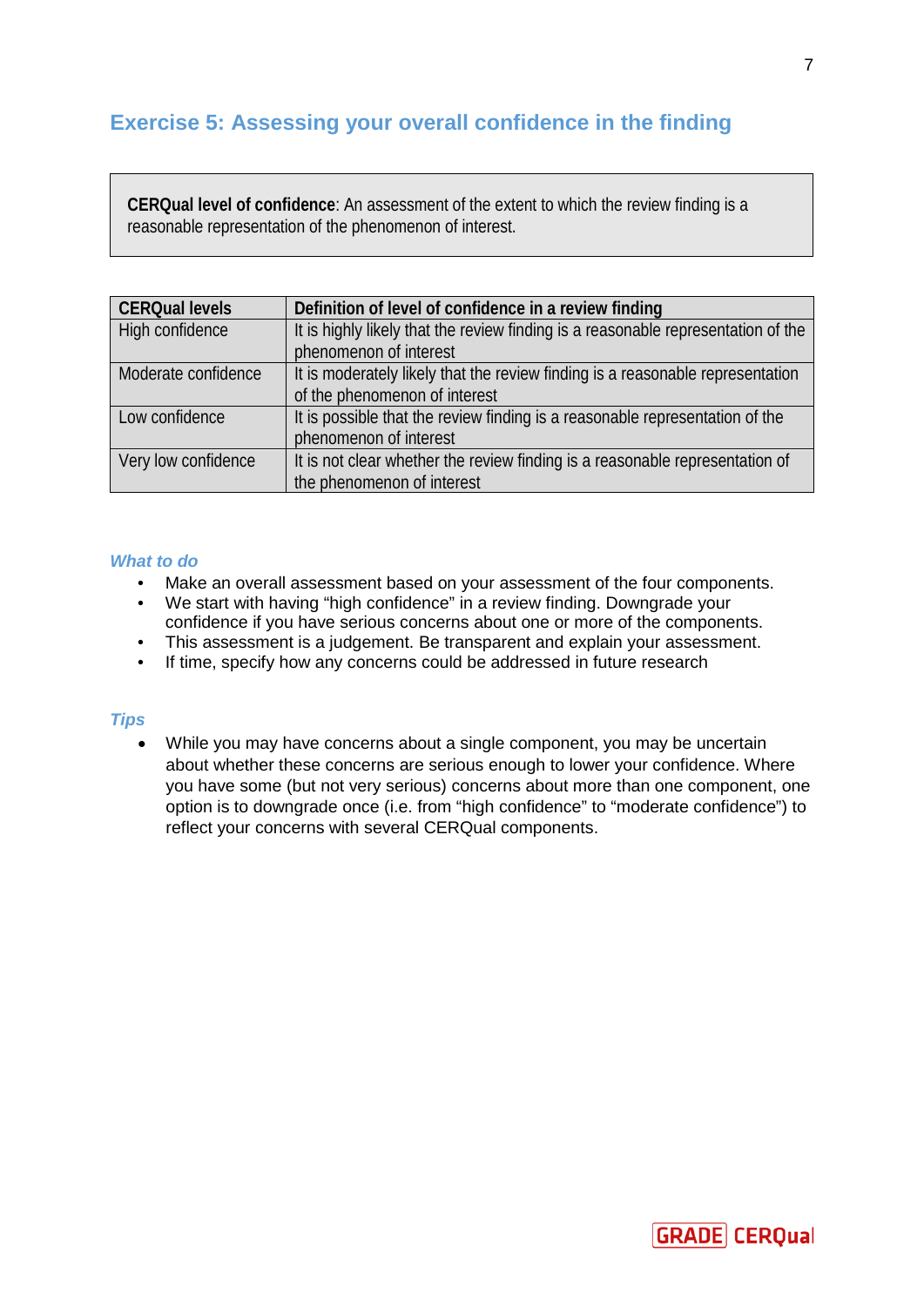## Exercise 5: Assessing your overall confidence in the finding

**CERQual level of confidence**: An assessment of the extent to which the review finding is a reasonable representation of the phenomenon of interest.

| CERQual levels | Definition of level of confidence in a review finding |
|---|---|
| High confidence | It is highly likely that the review finding is a reasonable representation of the phenomenon of interest |
| Moderate confidence | It is moderately likely that the review finding is a reasonable representation of the phenomenon of interest |
| Low confidence | It is possible that the review finding is a reasonable representation of the phenomenon of interest |
| Very low confidence | It is not clear whether the review finding is a reasonable representation of the phenomenon of interest |

### *What to do*

- Make an overall assessment based on your assessment of the four components.
- We start with having "high confidence" in a review finding. Downgrade your confidence if you have serious concerns about one or more of the components.
- This assessment is a judgement. Be transparent and explain your assessment.
- If time, specify how any concerns could be addressed in future research

### *Tips*

- While you may have concerns about a single component, you may be uncertain about whether these concerns are serious enough to lower your confidence. Where you have some (but not very serious) concerns about more than one component, one option is to downgrade once (i.e. from "high confidence" to "moderate confidence") to reflect your concerns with several CERQual components.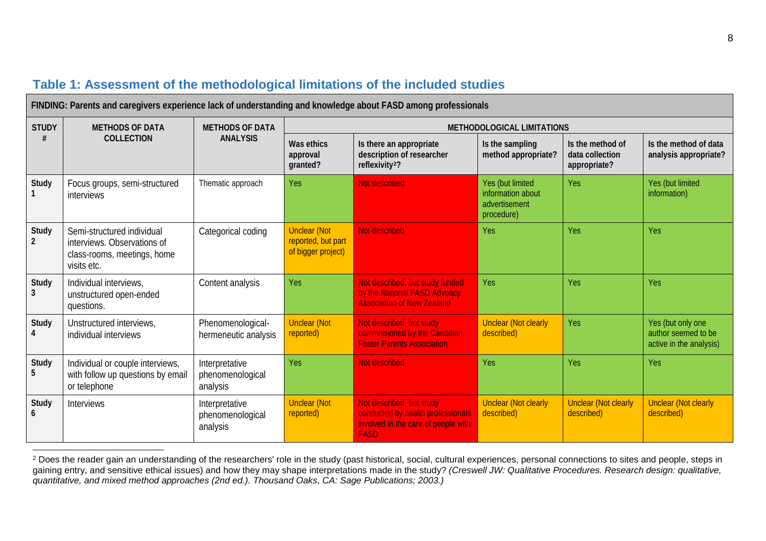## Table 1: Assessment of the methodological limitations of the included studies

| FINDING: Parents and caregivers experience lack of understanding and knowledge about FASD among professionals | | | | | | | |
|---|---|---|---|---|---|---|---|
| **STUDY #** | **METHODS OF DATA COLLECTION** | **METHODS OF DATA ANALYSIS** | **METHODOLOGICAL LIMITATIONS** | | | | |
| | | | **Was ethics approval granted?** | **Is there an appropriate description of researcher reflexivity[2]?** | **Is the sampling method appropriate?** | **Is the method of data collection appropriate?** | **Is the method of data analysis appropriate?** |
| **Study 1** | Focus groups, semi-structured interviews | Thematic approach | Yes | Not described | Yes (but limited information about advertisement procedure) | Yes | Yes (but limited information) |
| **Study 2** | Semi-structured individual interviews. Observations of class-rooms, meetings, home visits etc. | Categorical coding | Unclear (Not reported, but part of bigger project) | Not described | Yes | Yes | Yes |
| **Study 3** | Individual interviews, unstructured open-ended questions. | Content analysis | Yes | Not described, but study funded by the National FASD Advocacy Association of New Zealand | Yes | Yes | Yes |
| **Study 4** | Unstructured interviews, individual interviews | Phenomenological-hermeneutic analysis | Unclear (Not reported) | Not described, but study commissioned by the Canadian Foster Parents Association | Unclear (Not clearly described) | Yes | Yes (but only one author seemed to be active in the analysis) |
| **Study 5** | Individual or couple interviews, with follow up questions by email or telephone | Interpretative phenomenological analysis | Yes | Not described | Yes | Yes | Yes |
| **Study 6** | Interviews | Interpretative phenomenological analysis | Unclear (Not reported) | Not described, but study conducted by health professionals involved in the care of people with FASD | Unclear (Not clearly described) | Unclear (Not clearly described) | Unclear (Not clearly described) |

[2] Does the reader gain an understanding of the researchers' role in the study (past historical, social, cultural experiences, personal connections to sites and people, steps in gaining entry, and sensitive ethical issues) and how they may shape interpretations made in the study? *(Creswell JW: Qualitative Procedures. Research design: qualitative, quantitative, and mixed method approaches (2nd ed.). Thousand Oaks, CA: Sage Publications; 2003.)*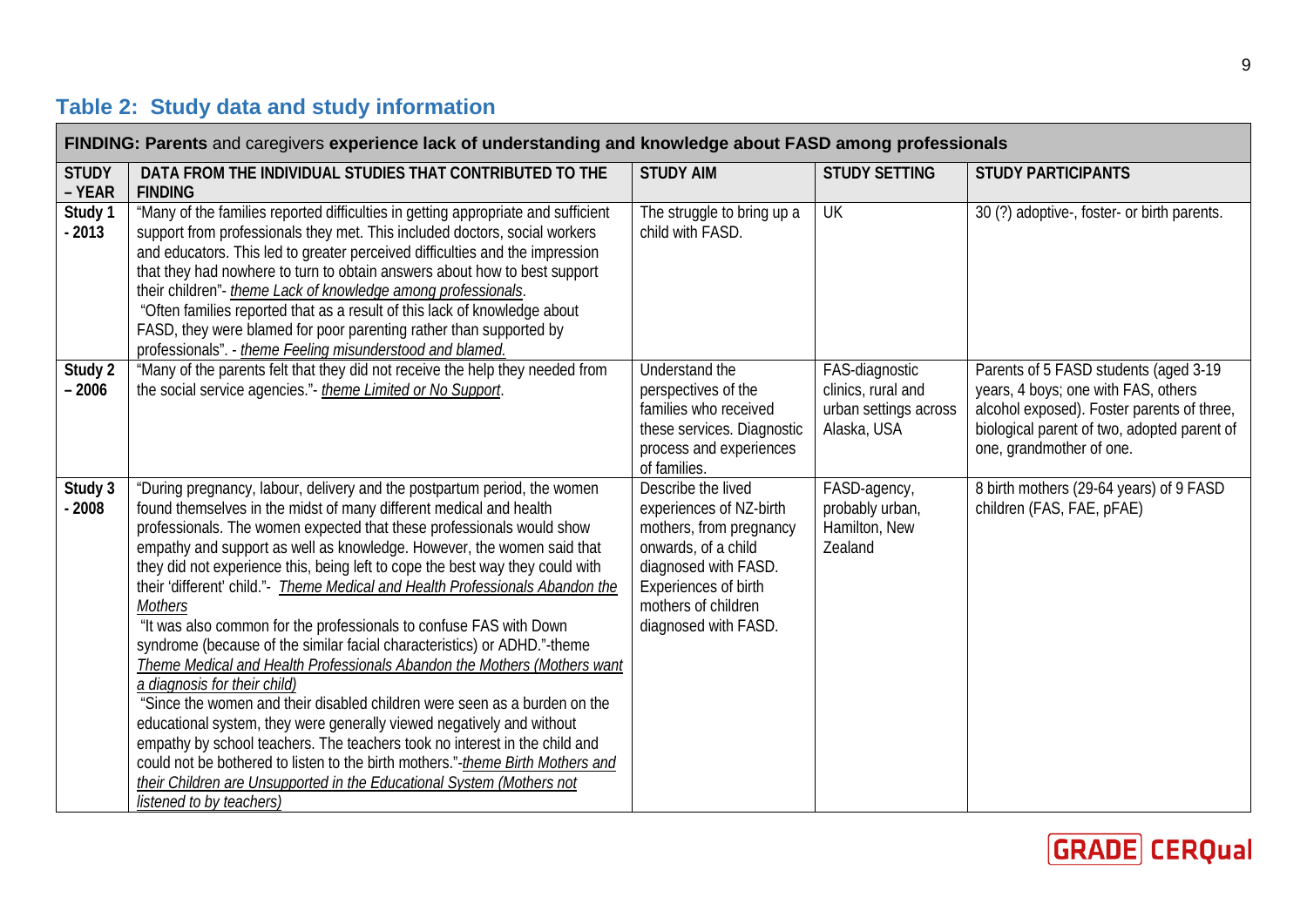## Table 2: Study data and study information

| FINDING: **Parents** and caregivers **experience lack of understanding and knowledge about FASD among professionals** | | | | |
|---|---|---|---|---|
| **STUDY – YEAR** | **DATA FROM THE INDIVIDUAL STUDIES THAT CONTRIBUTED TO THE FINDING** | **STUDY AIM** | **STUDY SETTING** | **STUDY PARTICIPANTS** |
| **Study 1 - 2013** | "Many of the families reported difficulties in getting appropriate and sufficient support from professionals they met. This included doctors, social workers and educators. This led to greater perceived difficulties and the impression that they had nowhere to turn to obtain answers about how to best support their children"- *theme Lack of knowledge among professionals*. "Often families reported that as a result of this lack of knowledge about FASD, they were blamed for poor parenting rather than supported by professionals". - *theme Feeling misunderstood and blamed.* | The struggle to bring up a child with FASD. | UK | 30 (?) adoptive-, foster- or birth parents. |
| **Study 2 – 2006** | "Many of the parents felt that they did not receive the help they needed from the social service agencies."- *theme Limited or No Support*. | Understand the perspectives of the families who received these services. Diagnostic process and experiences of families. | FAS-diagnostic clinics, rural and urban settings across Alaska, USA | Parents of 5 FASD students (aged 3-19 years, 4 boys; one with FAS, others alcohol exposed). Foster parents of three, biological parent of two, adopted parent of one, grandmother of one. |
| **Study 3 - 2008** | "During pregnancy, labour, delivery and the postpartum period, the women found themselves in the midst of many different medical and health professionals. The women expected that these professionals would show empathy and support as well as knowledge. However, the women said that they did not experience this, being left to cope the best way they could with their 'different' child."- *Theme The Medical and Health Professionals Abandon the Mothers* "It was also common for the professionals to confuse FAS with Down syndrome (because of the similar facial characteristics) or ADHD."-theme *Theme Medical and Health Professionals Abandon the Mothers (Mothers want a diagnosis for their child)* "Since the women and their disabled children were seen as a burden on the educational system, they were generally viewed negatively and without empathy by school teachers. The teachers took no interest in the child and could not be bothered to listen to the birth mothers."-*theme Birth Mothers and their Children are Unsupported in the Educational System (Mothers not listened to by teachers)* | Describe the lived experiences of NZ-birth mothers, from pregnancy onwards, of a child diagnosed with FASD. Experiences of birth mothers of children diagnosed with FASD. | FASD-agency, probably urban, Hamilton, New Zealand | 8 birth mothers (29-64 years) of 9 FASD children (FAS, FAE, pFAE) |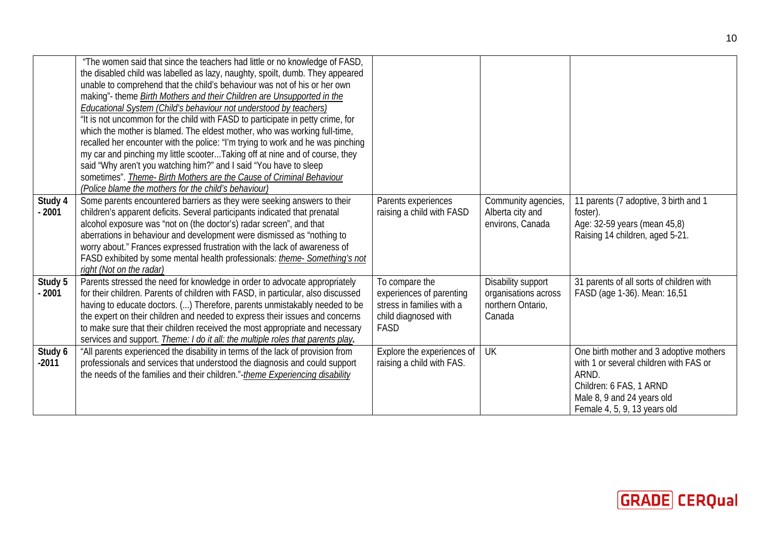| | | | | |
|---|---|---|---|---|
| | "The women said that since the teachers had little or no knowledge of FASD, the disabled child was labelled as lazy, naughty, spoilt, dumb. They appeared unable to comprehend that the child's behaviour was not of his or her own making"- theme ***Birth Mothers and their Children are Unsupported in the Educational System (Child's behaviour not understood by teachers)***<br>"It is not uncommon for the child with FASD to participate in petty crime, for which the mother is blamed. The eldest mother, who was working full-time, recalled her encounter with the police: "I'm trying to work and he was pinching my car and pinching my little scooter...Taking off at nine and of course, they said "Why aren't you watching him?" and I said "You have to sleep sometimes". ***Theme- Birth Mothers are the Cause of Criminal Behaviour (Police blame the mothers for the child's behaviour)*** | | | |
| **Study 4 - 2001** | Some parents encountered barriers as they were seeking answers to their children's apparent deficits. Several participants indicated that prenatal alcohol exposure was "not on (the doctor's) radar screen", and that aberrations in behaviour and development were dismissed as "nothing to worry about." Frances expressed frustration with the lack of awareness of FASD exhibited by some mental health professionals: ***theme- Something's not right (Not on the radar)*** | Parents experiences raising a child with FASD | Community agencies, Alberta city and environs, Canada | 11 parents (7 adoptive, 3 birth and 1 foster).<br>Age: 32-59 years (mean 45,8)<br>Raising 14 children, aged 5-21. |
| **Study 5 - 2001** | Parents stressed the need for knowledge in order to advocate appropriately for their children. Parents of children with FASD, in particular, also discussed having to educate doctors. (...) Therefore, parents unmistakably needed to be the expert on their children and needed to express their issues and concerns to make sure that their children received the most appropriate and necessary services and support. ***Theme: I do it all: the multiple roles that parents play.*** | To compare the experiences of parenting stress in families with a child diagnosed with FASD | Disability support organisations across northern Ontario, Canada | 31 parents of all sorts of children with FASD (age 1-36). Mean: 16,51 |
| **Study 6 -2011** | "All parents experienced the disability in terms of the lack of provision from professionals and services that understood the diagnosis and could support the needs of the families and their children."-***theme Experiencing disability*** | Explore the experiences of raising a child with FAS. | UK | One birth mother and 3 adoptive mothers with 1 or several children with FAS or ARND.<br>Children: 6 FAS, 1 ARND<br>Male 8, 9 and 24 years old<br>Female 4, 5, 9, 13 years old |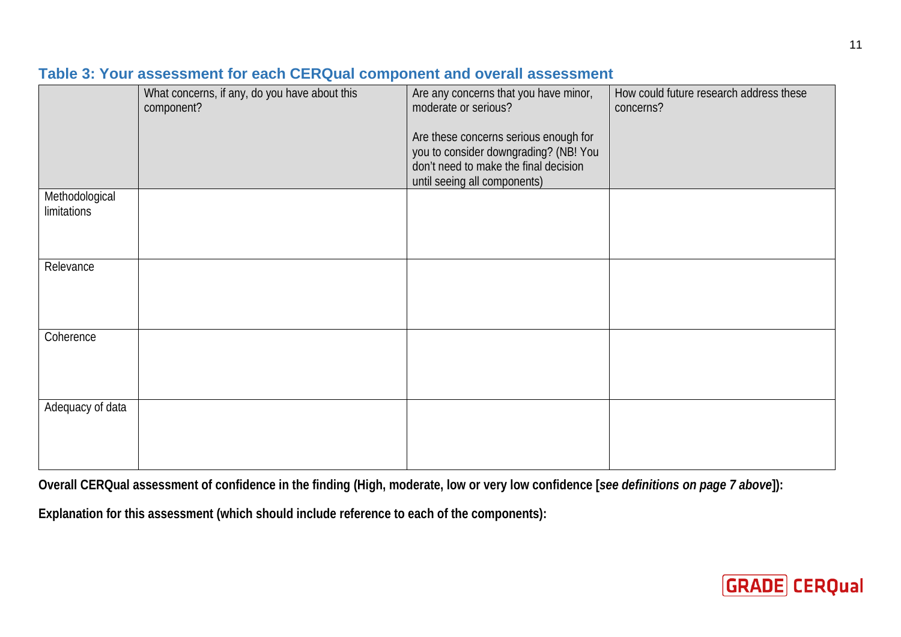### Table 3: Your assessment for each CERQual component and overall assessment

| | What concerns, if any, do you have about this component? | Are any concerns that you have minor, moderate or serious?<br><br>Are these concerns serious enough for you to consider downgrading? (NB! You don't need to make the final decision until seeing all components) | How could future research address these concerns? |
|---|---|---|---|
| Methodological limitations | | | |
| Relevance | | | |
| Coherence | | | |
| Adequacy of data | | | |

**Overall CERQual assessment of confidence in the finding (High, moderate, low or very low confidence [*see definitions on page 7 above*]):**

**Explanation for this assessment (which should include reference to each of the components):**